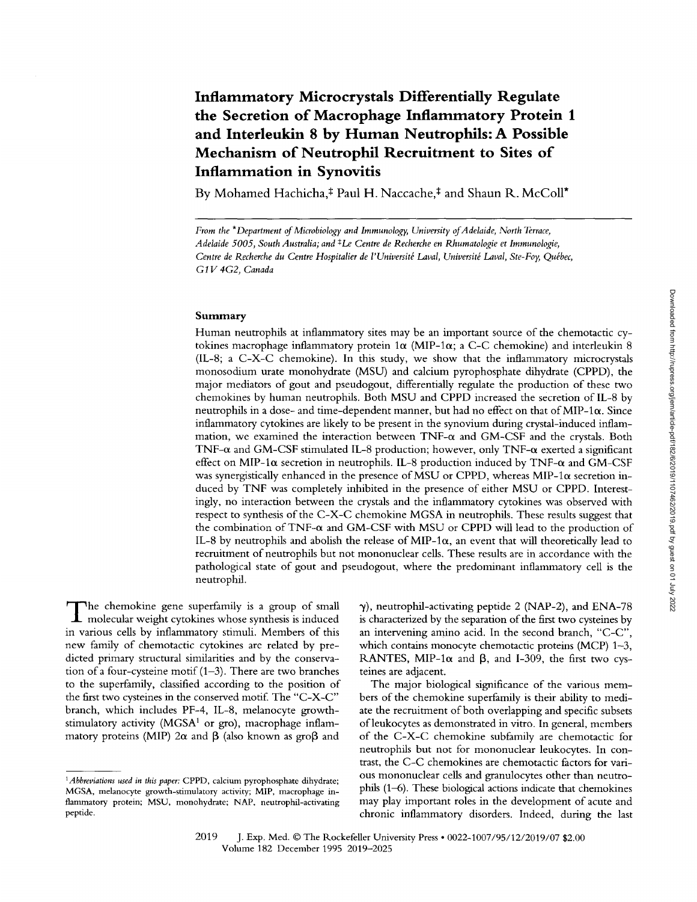# Inflammatory Microcrystals Differentially Regulate the Secretion of Macrophage Inflammatory Protein 1 and Interleukin 8 by Human Neutrophils: A Possible Mechanism of Neutrophil Recruitment to Sites of Inflammation in Synovitis

By Mohamed Hachicha,[‡] Paul H. Naccache,[‡] and Shaun R. McColl[*]

*From the* [*]*Department of Microbiology and Immunology, University of Adelaide, North Terrace, Adelaide 5005, South Australia; and* [‡]*Le Centre de Recherche en Rhumatologie et Immunologie, Centre de Recherche du Centre Hospitalier de l'Université Laval, Université Laval, Ste-Foy, Québec, G1V 4G2, Canada*

## Summary

Human neutrophils at inflammatory sites may be an important source of the chemotactic cytokines macrophage inflammatory protein 1α (MIP-1α; a C-C chemokine) and interleukin 8 (IL-8; a C-X-C chemokine). In this study, we show that the inflammatory microcrystals monosodium urate monohydrate (MSU) and calcium pyrophosphate dihydrate (CPPD), the major mediators of gout and pseudogout, differentially regulate the production of these two chemokines by human neutrophils. Both MSU and CPPD increased the secretion of IL-8 by neutrophils in a dose- and time-dependent manner, but had no effect on that of MIP-1α. Since inflammatory cytokines are likely to be present in the synovium during crystal-induced inflammation, we examined the interaction between TNF-α and GM-CSF and the crystals. Both TNF-α and GM-CSF stimulated IL-8 production; however, only TNF-α exerted a significant effect on MIP-1α secretion in neutrophils. IL-8 production induced by TNF-α and GM-CSF was synergistically enhanced in the presence of MSU or CPPD, whereas MIP-1α secretion induced by TNF was completely inhibited in the presence of either MSU or CPPD. Interestingly, no interaction between the crystals and the inflammatory cytokines was observed with respect to synthesis of the C-X-C chemokine MGSA in neutrophils. These results suggest that the combination of TNF-α and GM-CSF with MSU or CPPD will lead to the production of IL-8 by neutrophils and abolish the release of MIP-1α, an event that will theoretically lead to recruitment of neutrophils but not mononuclear cells. These results are in accordance with the pathological state of gout and pseudogout, where the predominant inflammatory cell is the neutrophil.

The chemokine gene superfamily is a group of small molecular weight cytokines whose synthesis is induced in various cells by inflammatory stimuli. Members of this new family of chemotactic cytokines are related by predicted primary structural similarities and by the conservation of a four-cysteine motif (1–3). There are two branches to the superfamily, classified according to the position of the first two cysteines in the conserved motif. The "C-X-C" branch, which includes PF-4, IL-8, melanocyte growth-stimulatory activity (MGSA[1] or gro), macrophage inflammatory proteins (MIP) 2α and β (also known as groβ and γ), neutrophil-activating peptide 2 (NAP-2), and ENA-78 is characterized by the separation of the first two cysteines by an intervening amino acid. In the second branch, "C-C", which contains monocyte chemotactic proteins (MCP) 1–3, RANTES, MIP-1α and β, and I-309, the first two cysteines are adjacent.

The major biological significance of the various members of the chemokine superfamily is their ability to mediate the recruitment of both overlapping and specific subsets of leukocytes as demonstrated in vitro. In general, members of the C-X-C chemokine subfamily are chemotactic for neutrophils but not for mononuclear leukocytes. In contrast, the C-C chemokines are chemotactic factors for various mononuclear cells and granulocytes other than neutrophils (1–6). These biological actions indicate that chemokines may play important roles in the development of acute and chronic inflammatory disorders. Indeed, during the last

[1]*Abbreviations used in this paper:* CPPD, calcium pyrophosphate dihydrate; MGSA, melanocyte growth-stimulatory activity; MIP, macrophage inflammatory protein; MSU, monohydrate; NAP, neutrophil-activating peptide.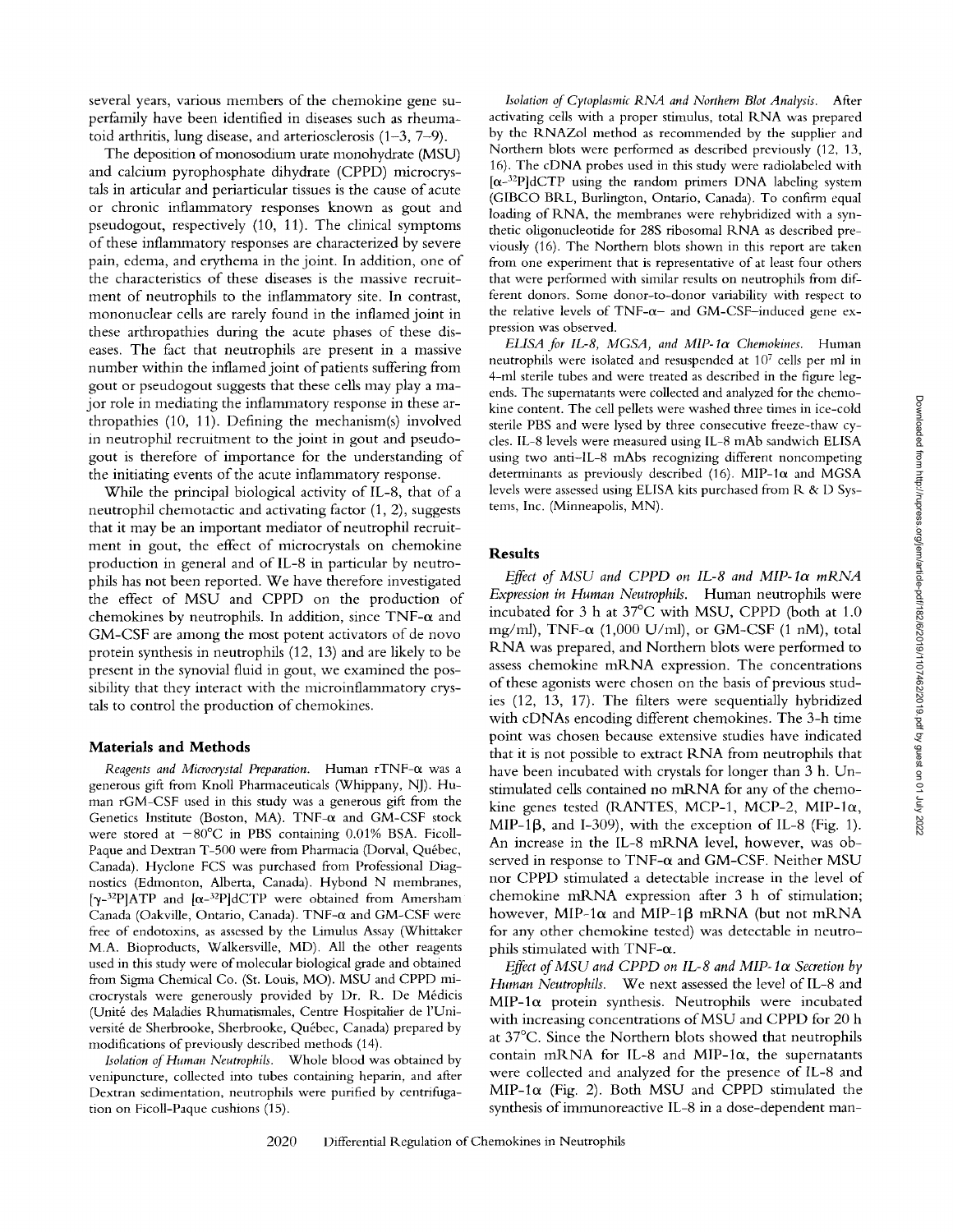several years, various members of the chemokine gene superfamily have been identified in diseases such as rheumatoid arthritis, lung disease, and arteriosclerosis (1–3, 7–9).

The deposition of monosodium urate monohydrate (MSU) and calcium pyrophosphate dihydrate (CPPD) microcrystals in articular and periarticular tissues is the cause of acute or chronic inflammatory responses known as gout and pseudogout, respectively (10, 11). The clinical symptoms of these inflammatory responses are characterized by severe pain, edema, and erythema in the joint. In addition, one of the characteristics of these diseases is the massive recruitment of neutrophils to the inflammatory site. In contrast, mononuclear cells are rarely found in the inflamed joint in these arthropathies during the acute phases of these diseases. The fact that neutrophils are present in a massive number within the inflamed joint of patients suffering from gout or pseudogout suggests that these cells may play a major role in mediating the inflammatory response in these arthropathies (10, 11). Defining the mechanism(s) involved in neutrophil recruitment to the joint in gout and pseudogout is therefore of importance for the understanding of the initiating events of the acute inflammatory response.

While the principal biological activity of IL-8, that of a neutrophil chemotactic and activating factor (1, 2), suggests that it may be an important mediator of neutrophil recruitment in gout, the effect of microcrystals on chemokine production in general and of IL-8 in particular by neutrophils has not been reported. We have therefore investigated the effect of MSU and CPPD on the production of chemokines by neutrophils. In addition, since TNF-α and GM-CSF are among the most potent activators of de novo protein synthesis in neutrophils (12, 13) and are likely to be present in the synovial fluid in gout, we examined the possibility that they interact with the microinflammatory crystals to control the production of chemokines.

## Materials and Methods

*Reagents and Microcrystal Preparation.* Human rTNF-α was a generous gift from Knoll Pharmaceuticals (Whippany, NJ). Human rGM-CSF used in this study was a generous gift from the Genetics Institute (Boston, MA). TNF-α and GM-CSF stock were stored at −80°C in PBS containing 0.01% BSA. Ficoll-Paque and Dextran T-500 were from Pharmacia (Dorval, Québec, Canada). Hyclone FCS was purchased from Professional Diagnostics (Edmonton, Alberta, Canada). Hybond N membranes, [$\gamma$-$^{32}$P]ATP and [$\alpha$-$^{32}$P]dCTP were obtained from Amersham Canada (Oakville, Ontario, Canada). TNF-α and GM-CSF were free of endotoxins, as assessed by the Limulus Assay (Whittaker M.A. Bioproducts, Walkersville, MD). All the other reagents used in this study were of molecular biological grade and obtained from Sigma Chemical Co. (St. Louis, MO). MSU and CPPD microcrystals were generously provided by Dr. R. De Médicis (Unité des Maladies Rhumatismales, Centre Hospitalier de l'Université de Sherbrooke, Sherbrooke, Québec, Canada) prepared by modifications of previously described methods (14).

*Isolation of Human Neutrophils.* Whole blood was obtained by venipuncture, collected into tubes containing heparin, and after Dextran sedimentation, neutrophils were purified by centrifugation on Ficoll-Paque cushions (15).

*Isolation of Cytoplasmic RNA and Northern Blot Analysis.* After activating cells with a proper stimulus, total RNA was prepared by the RNAZol method as recommended by the supplier and Northern blots were performed as described previously (12, 13, 16). The cDNA probes used in this study were radiolabeled with [$\alpha$-$^{32}$P]dCTP using the random primers DNA labeling system (GIBCO BRL, Burlington, Ontario, Canada). To confirm equal loading of RNA, the membranes were rehybridized with a synthetic oligonucleotide for 28S ribosomal RNA as described previously (16). The Northern blots shown in this report are taken from one experiment that is representative of at least four others that were performed with similar results on neutrophils from different donors. Some donor-to-donor variability with respect to the relative levels of TNF-α– and GM-CSF–induced gene expression was observed.

*ELISA for IL-8, MGSA, and MIP-1α Chemokines.* Human neutrophils were isolated and resuspended at $10^7$ cells per ml in 4-ml sterile tubes and were treated as described in the figure legends. The supernatants were collected and analyzed for the chemokine content. The cell pellets were washed three times in ice-cold sterile PBS and were lysed by three consecutive freeze-thaw cycles. IL-8 levels were measured using IL-8 mAb sandwich ELISA using two anti–IL-8 mAbs recognizing different noncompeting determinants as previously described (16). MIP-1α and MGSA levels were assessed using ELISA kits purchased from R & D Systems, Inc. (Minneapolis, MN).

## Results

*Effect of MSU and CPPD on IL-8 and MIP-1α mRNA Expression in Human Neutrophils.* Human neutrophils were incubated for 3 h at 37°C with MSU, CPPD (both at 1.0 mg/ml), TNF-α (1,000 U/ml), or GM-CSF (1 nM), total RNA was prepared, and Northern blots were performed to assess chemokine mRNA expression. The concentrations of these agonists were chosen on the basis of previous studies (12, 13, 17). The filters were sequentially hybridized with cDNAs encoding different chemokines. The 3-h time point was chosen because extensive studies have indicated that it is not possible to extract RNA from neutrophils that have been incubated with crystals for longer than 3 h. Unstimulated cells contained no mRNA for any of the chemokine genes tested (RANTES, MCP-1, MCP-2, MIP-1α, MIP-1β, and I-309), with the exception of IL-8 (Fig. 1). An increase in the IL-8 mRNA level, however, was observed in response to TNF-α and GM-CSF. Neither MSU nor CPPD stimulated a detectable increase in the level of chemokine mRNA expression after 3 h of stimulation; however, MIP-1α and MIP-1β mRNA (but not mRNA for any other chemokine tested) was detectable in neutrophils stimulated with TNF-α.

*Effect of MSU and CPPD on IL-8 and MIP-1α Secretion by Human Neutrophils.* We next assessed the level of IL-8 and MIP-1α protein synthesis. Neutrophils were incubated with increasing concentrations of MSU and CPPD for 20 h at 37°C. Since the Northern blots showed that neutrophils contain mRNA for IL-8 and MIP-1α, the supernatants were collected and analyzed for the presence of IL-8 and MIP-1α (Fig. 2). Both MSU and CPPD stimulated the synthesis of immunoreactive IL-8 in a dose-dependent man-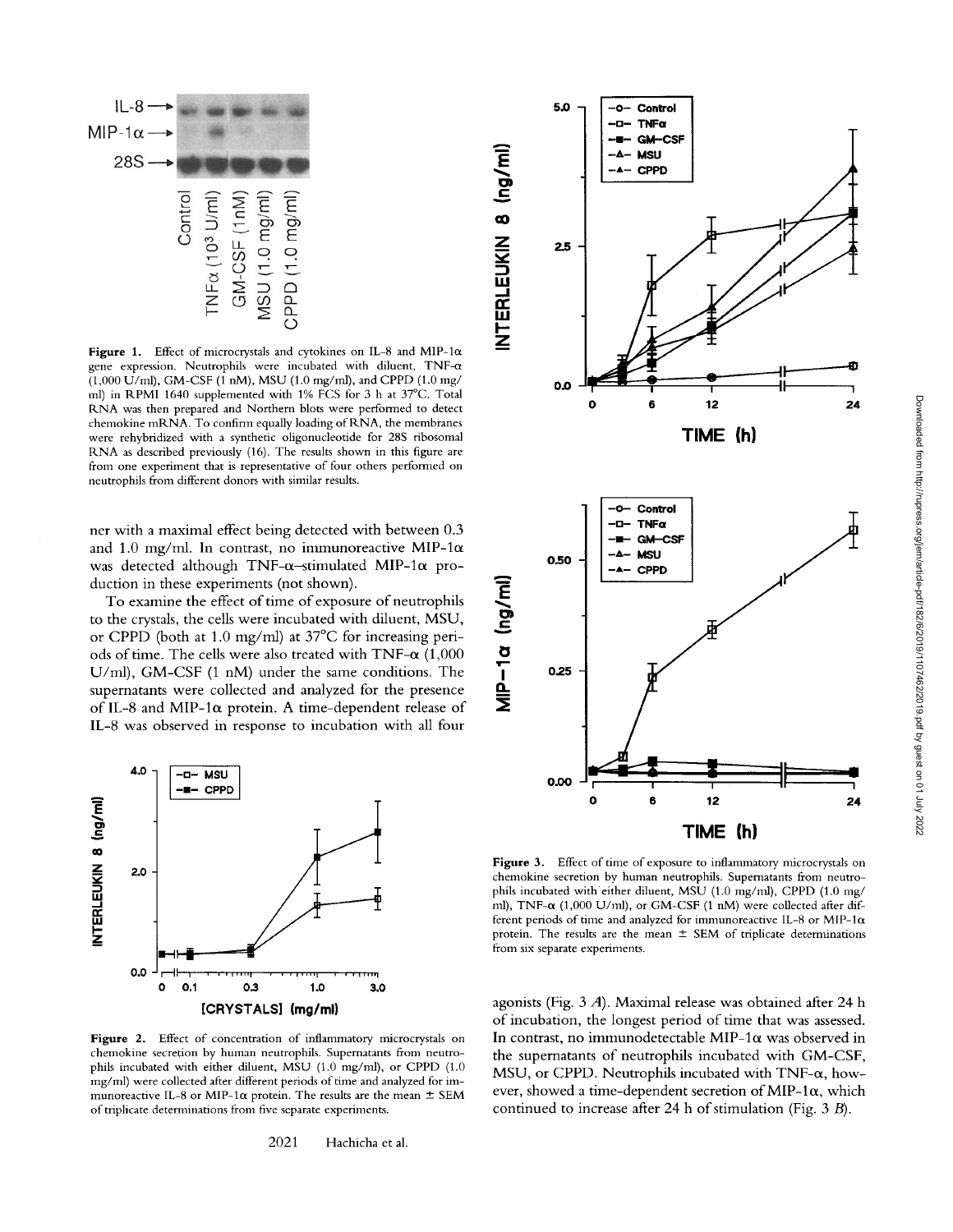**Figure 1.** Effect of microcrystals and cytokines on IL-8 and MIP-1α gene expression. Neutrophils were incubated with diluent, TNF-α (1,000 U/ml), GM-CSF (1 nM), MSU (1.0 mg/ml), and CPPD (1.0 mg/ml) in RPMI 1640 supplemented with 1% FCS for 3 h at 37°C. Total RNA was then prepared and Northern blots were performed to detect chemokine mRNA. To confirm equally loading of RNA, the membranes were rehybridized with a synthetic oligonucleotide for 28S ribosomal RNA as described previously (16). The results shown in this figure are from one experiment that is representative of four others performed on neutrophils from different donors with similar results.

ner with a maximal effect being detected with between 0.3 and 1.0 mg/ml. In contrast, no immunoreactive MIP-1α was detected although TNF-α–stimulated MIP-1α production in these experiments (not shown).

To examine the effect of time of exposure of neutrophils to the crystals, the cells were incubated with diluent, MSU, or CPPD (both at 1.0 mg/ml) at 37°C for increasing periods of time. The cells were also treated with TNF-α (1,000 U/ml), GM-CSF (1 nM) under the same conditions. The supernatants were collected and analyzed for the presence of IL-8 and MIP-1α protein. A time-dependent release of IL-8 was observed in response to incubation with all four agonists (Fig. 3 *A*). Maximal release was obtained after 24 h of incubation, the longest period of time that was assessed. In contrast, no immunodetectable MIP-1α was observed in the supernatants of neutrophils incubated with GM-CSF, MSU, or CPPD. Neutrophils incubated with TNF-α, however, showed a time-dependent secretion of MIP-1α, which continued to increase after 24 h of stimulation (Fig. 3 *B*).

**Figure 2.** Effect of concentration of inflammatory microcrystals on chemokine secretion by human neutrophils. Supernatants from neutrophils incubated with either diluent, MSU (1.0 mg/ml), or CPPD (1.0 mg/ml) were collected after different periods of time and analyzed for immunoreactive IL-8 or MIP-1α protein. The results are the mean ± SEM of triplicate determinations from five separate experiments.

**Figure 3.** Effect of time of exposure to inflammatory microcrystals on chemokine secretion by human neutrophils. Supernatants from neutrophils incubated with either diluent, MSU (1.0 mg/ml), CPPD (1.0 mg/ml), TNF-α (1,000 U/ml), or GM-CSF (1 nM) were collected after different periods of time and analyzed for immunoreactive IL-8 or MIP-1α protein. The results are the mean ± SEM of triplicate determinations from six separate experiments.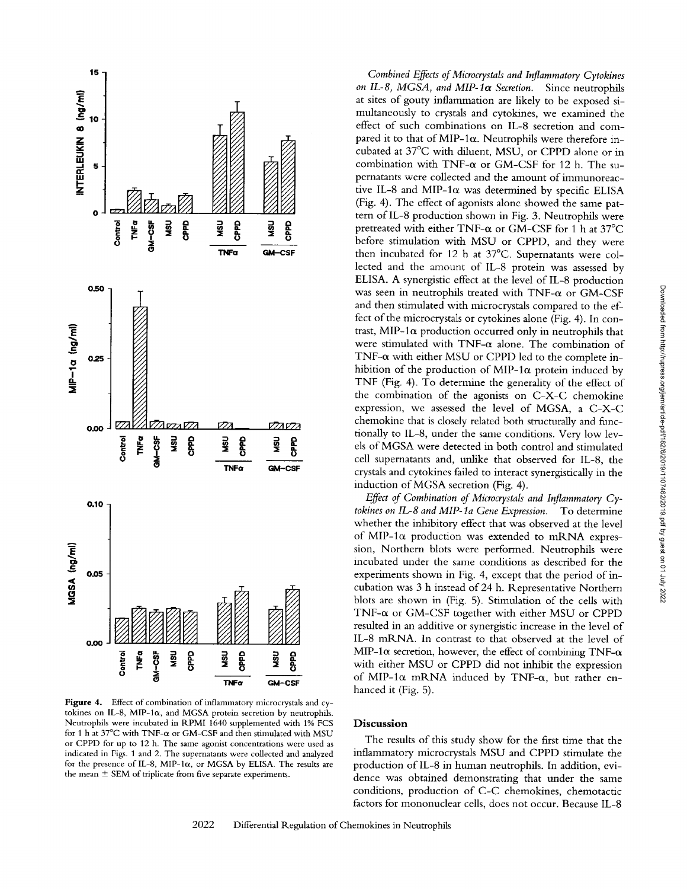**Figure 4.** Effect of combination of inflammatory microcrystals and cytokines on IL-8, MIP-1α, and MGSA protein secretion by neutrophils. Neutrophils were incubated in RPMI 1640 supplemented with 1% FCS for 1 h at 37°C with TNF-α or GM-CSF and then stimulated with MSU or CPPD for up to 12 h. The same agonist concentrations were used as indicated in Figs. 1 and 2. The supernatants were collected and analyzed for the presence of IL-8, MIP-1α, or MGSA by ELISA. The results are the mean ± SEM of triplicate from five separate experiments.

*Combined Effects of Microcrystals and Inflammatory Cytokines on IL-8, MGSA, and MIP-1α Secretion.* Since neutrophils at sites of gouty inflammation are likely to be exposed simultaneously to crystals and cytokines, we examined the effect of such combinations on IL-8 secretion and compared it to that of MIP-1α. Neutrophils were therefore incubated at 37°C with diluent, MSU, or CPPD alone or in combination with TNF-α or GM-CSF for 12 h. The supernatants were collected and the amount of immunoreactive IL-8 and MIP-1α was determined by specific ELISA (Fig. 4). The effect of agonists alone showed the same pattern of IL-8 production shown in Fig. 3. Neutrophils were pretreated with either TNF-α or GM-CSF for 1 h at 37°C before stimulation with MSU or CPPD, and they were then incubated for 12 h at 37°C. Supernatants were collected and the amount of IL-8 protein was assessed by ELISA. A synergistic effect at the level of IL-8 production was seen in neutrophils treated with TNF-α or GM-CSF and then stimulated with microcrystals compared to the effect of the microcrystals or cytokines alone (Fig. 4). In contrast, MIP-1α production occurred only in neutrophils that were stimulated with TNF-α alone. The combination of TNF-α with either MSU or CPPD led to the complete inhibition of the production of MIP-1α protein induced by TNF (Fig. 4). To determine the generality of the effect of the combination of the agonists on C-X-C chemokine expression, we assessed the level of MGSA, a C-X-C chemokine that is closely related both structurally and functionally to IL-8, under the same conditions. Very low levels of MGSA were detected in both control and stimulated cell supernatants and, unlike that observed for IL-8, the crystals and cytokines failed to interact synergistically in the induction of MGSA secretion (Fig. 4).

*Effect of Combination of Microcrystals and Inflammatory Cytokines on IL-8 and MIP-1a Gene Expression.* To determine whether the inhibitory effect that was observed at the level of MIP-1α production was extended to mRNA expression, Northern blots were performed. Neutrophils were incubated under the same conditions as described for the experiments shown in Fig. 4, except that the period of incubation was 3 h instead of 24 h. Representative Northern blots are shown in (Fig. 5). Stimulation of the cells with TNF-α or GM-CSF together with either MSU or CPPD resulted in an additive or synergistic increase in the level of IL-8 mRNA. In contrast to that observed at the level of MIP-1α secretion, however, the effect of combining TNF-α with either MSU or CPPD did not inhibit the expression of MIP-1α mRNA induced by TNF-α, but rather enhanced it (Fig. 5).

## Discussion

The results of this study show for the first time that the inflammatory microcrystals MSU and CPPD stimulate the production of IL-8 in human neutrophils. In addition, evidence was obtained demonstrating that under the same conditions, production of C-C chemokines, chemotactic factors for mononuclear cells, does not occur. Because IL-8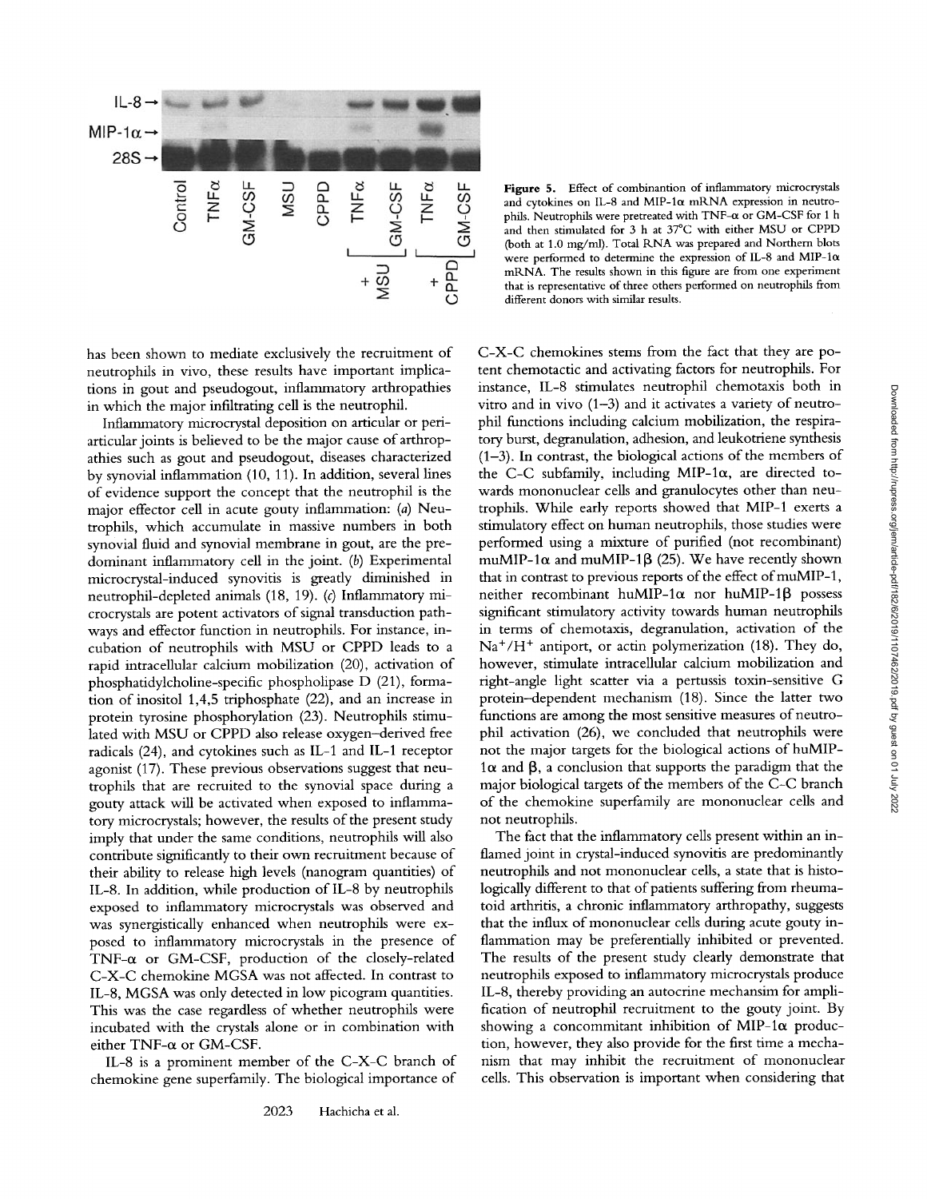**Figure 5.** Effect of combinantion of inflammatory microcrystals and cytokines on IL-8 and MIP-1α mRNA expression in neutrophils. Neutrophils were pretreated with TNF-α or GM-CSF for 1 h and then stimulated for 3 h at 37°C with either MSU or CPPD (both at 1.0 mg/ml). Total RNA was prepared and Northern blots were performed to determine the expression of IL-8 and MIP-1α mRNA. The results shown in this figure are from one experiment that is representative of three others performed on neutrophils from different donors with similar results.

has been shown to mediate exclusively the recruitment of neutrophils in vivo, these results have important implications in gout and pseudogout, inflammatory arthropathies in which the major infiltrating cell is the neutrophil.

Inflammatory microcrystal deposition on articular or periarticular joints is believed to be the major cause of arthropathies such as gout and pseudogout, diseases characterized by synovial inflammation (10, 11). In addition, several lines of evidence support the concept that the neutrophil is the major effector cell in acute gouty inflammation: (*a*) Neutrophils, which accumulate in massive numbers in both synovial fluid and synovial membrane in gout, are the predominant inflammatory cell in the joint. (*b*) Experimental microcrystal-induced synovitis is greatly diminished in neutrophil-depleted animals (18, 19). (*c*) Inflammatory microcrystals are potent activators of signal transduction pathways and effector function in neutrophils. For instance, incubation of neutrophils with MSU or CPPD leads to a rapid intracellular calcium mobilization (20), activation of phosphatidylcholine-specific phospholipase D (21), formation of inositol 1,4,5 triphosphate (22), and an increase in protein tyrosine phosphorylation (23). Neutrophils stimulated with MSU or CPPD also release oxygen-derived free radicals (24), and cytokines such as IL-1 and IL-1 receptor agonist (17). These previous observations suggest that neutrophils that are recruited to the synovial space during a gouty attack will be activated when exposed to inflammatory microcrystals; however, the results of the present study imply that under the same conditions, neutrophils will also contribute significantly to their own recruitment because of their ability to release high levels (nanogram quantities) of IL-8. In addition, while production of IL-8 by neutrophils exposed to inflammatory microcrystals was observed and was synergistically enhanced when neutrophils were exposed to inflammatory microcrystals in the presence of TNF-α or GM-CSF, production of the closely-related C-X-C chemokine MGSA was not affected. In contrast to IL-8, MGSA was only detected in low picogram quantities. This was the case regardless of whether neutrophils were incubated with the crystals alone or in combination with either TNF-α or GM-CSF.

IL-8 is a prominent member of the C-X-C branch of chemokine gene superfamily. The biological importance of C-X-C chemokines stems from the fact that they are potent chemotactic and activating factors for neutrophils. For instance, IL-8 stimulates neutrophil chemotaxis both in vitro and in vivo (1–3) and it activates a variety of neutrophil functions including calcium mobilization, the respiratory burst, degranulation, adhesion, and leukotriene synthesis (1–3). In contrast, the biological actions of the members of the C-C subfamily, including MIP-1α, are directed towards mononuclear cells and granulocytes other than neutrophils. While early reports showed that MIP-1 exerts a stimulatory effect on human neutrophils, those studies were performed using a mixture of purified (not recombinant) muMIP-1α and muMIP-1β (25). We have recently shown that in contrast to previous reports of the effect of muMIP-1, neither recombinant huMIP-1α nor huMIP-1β possess significant stimulatory activity towards human neutrophils in terms of chemotaxis, degranulation, activation of the $Na^+/H^+$ antiport, or actin polymerization (18). They do, however, stimulate intracellular calcium mobilization and right-angle light scatter via a pertussis toxin-sensitive G protein–dependent mechanism (18). Since the latter two functions are among the most sensitive measures of neutrophil activation (26), we concluded that neutrophils were not the major targets for the biological actions of huMIP-1α and β, a conclusion that supports the paradigm that the major biological targets of the members of the C-C branch of the chemokine superfamily are mononuclear cells and not neutrophils.

The fact that the inflammatory cells present within an inflamed joint in crystal-induced synovitis are predominantly neutrophils and not mononuclear cells, a state that is histologically different to that of patients suffering from rheumatoid arthritis, a chronic inflammatory arthropathy, suggests that the influx of mononuclear cells during acute gouty inflammation may be preferentially inhibited or prevented. The results of the present study clearly demonstrate that neutrophils exposed to inflammatory microcrystals produce IL-8, thereby providing an autocrine mechansim for amplification of neutrophil recruitment to the gouty joint. By showing a concommitant inhibition of MIP-1α production, however, they also provide for the first time a mechanism that may inhibit the recruitment of mononuclear cells. This observation is important when considering that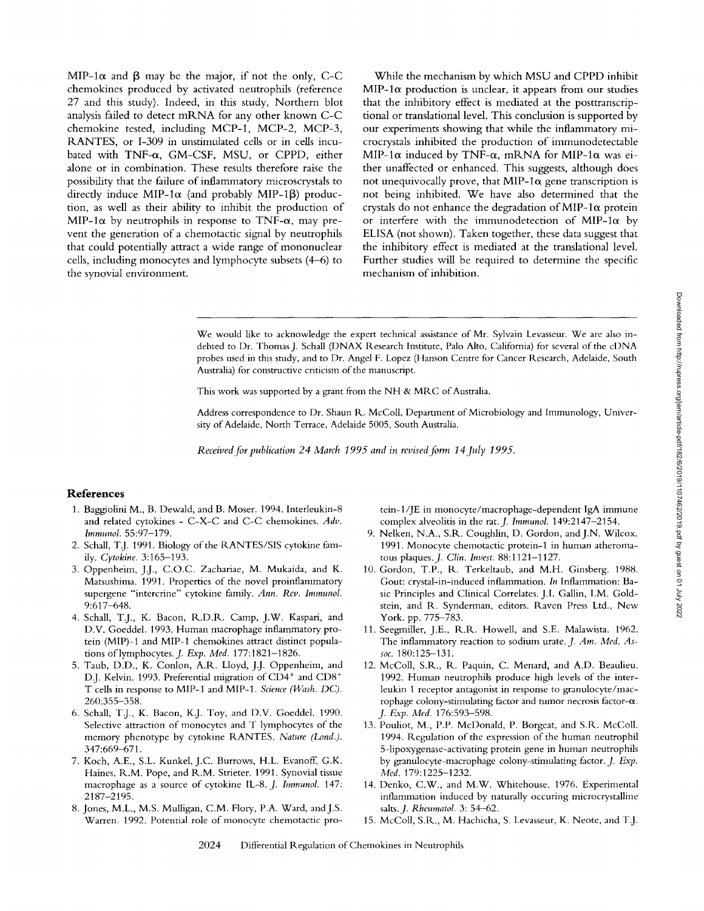MIP-1α and β may be the major, if not the only, C-C chemokines produced by activated neutrophils (reference 27 and this study). Indeed, in this study, Northern blot analysis failed to detect mRNA for any other known C-C chemokine tested, including MCP-1, MCP-2, MCP-3, RANTES, or I-309 in unstimulated cells or in cells incubated with TNF-α, GM-CSF, MSU, or CPPD, either alone or in combination. These results therefore raise the possibility that the failure of inflammatory microscrystals to directly induce MIP-1α (and probably MIP-1β) production, as well as their ability to inhibit the production of MIP-1α by neutrophils in response to TNF-α, may prevent the generation of a chemotactic signal by neutrophils that could potentially attract a wide range of mononuclear cells, including monocytes and lymphocyte subsets (4–6) to the synovial environment.

While the mechanism by which MSU and CPPD inhibit MIP-1α production is unclear, it appears from our studies that the inhibitory effect is mediated at the posttranscriptional or translational level. This conclusion is supported by our experiments showing that while the inflammatory microcrystals inhibited the production of immunodetectable MIP-1α induced by TNF-α, mRNA for MIP-1α was either unaffected or enhanced. This suggests, although does not unequivocally prove, that MIP-1α gene transcription is not being inhibited. We have also determined that the crystals do not enhance the degradation of MIP-1α protein or interfere with the immunodetection of MIP-1α by ELISA (not shown). Taken together, these data suggest that the inhibitory effect is mediated at the translational level. Further studies will be required to determine the specific mechanism of inhibition.

---

We would like to acknowledge the expert technical assistance of Mr. Sylvain Levasseur. We are also indebted to Dr. Thomas J. Schall (DNAX Research Institute, Palo Alto, California) for several of the cDNA probes used in this study, and to Dr. Angel F. Lopez (Hanson Centre for Cancer Research, Adelaide, South Australia) for constructive criticism of the manuscript.

This work was supported by a grant from the NH & MRC of Australia.

Address correspondence to Dr. Shaun R. McColl, Department of Microbiology and Immunology, University of Adelaide, North Terrace, Adelaide 5005, South Australia.

*Received for publication 24 March 1995 and in revised form 14 July 1995.*

## References

1. Baggiolini M., B. Dewald, and B. Moser. 1994. Interleukin-8 and related cytokines - C-X-C and C-C chemokines. *Adv. Immunol.* 55:97–179.
2. Schall, T.J. 1991. Biology of the RANTES/SIS cytokine family. *Cytokine.* 3:165–193.
3. Oppenheim, J.J., C.O.C. Zachariae, M. Mukaida, and K. Matsushima. 1991. Properties of the novel proinflammatory supergene "intercrine" cytokine family. *Ann. Rev. Immunol.* 9:617–648.
4. Schall, T.J., K. Bacon, R.D.R. Camp, J.W. Kaspari, and D.V. Goeddel. 1993. Human macrophage inflammatory protein (MIP)-1 and MIP-1 chemokines attract distinct populations of lymphocytes. *J. Exp. Med.* 177:1821–1826.
5. Taub, D.D., K. Conlon, A.R. Lloyd, J.J. Oppenheim, and D.J. Kelvin. 1993. Preferential migration of CD4+ and CD8+ T cells in response to MIP-1 and MIP-1. *Science (Wash. DC).* 260:355–358.
6. Schall, T.J., K. Bacon, K.J. Toy, and D.V. Goeddel. 1990. Selective attraction of monocytes and T lymphocytes of the memory phenotype by cytokine RANTES. *Nature (Lond.).* 347:669–671.
7. Koch, A.E., S.L. Kunkel, J.C. Burrows, H.L. Evanoff, G.K. Haines, R.M. Pope, and R.M. Strieter. 1991. Synovial tissue macrophage as a source of cytokine IL-8. *J. Immunol.* 147: 2187–2195.
8. Jones, M.L., M.S. Mulligan, C.M. Flory, P.A. Ward, and J.S. Warren. 1992. Potential role of monocyte chemotactic protein-1/JE in monocyte/macrophage-dependent IgA immune complex alveolitis in the rat. *J. Immunol.* 149:2147–2154.
9. Nelken, N.A., S.R. Coughlin, D. Gordon, and J.N. Wilcox. 1991. Monocyte chemotactic protein-1 in human atheromatous plaques. *J. Clin. Invest.* 88:1121–1127.
10. Gordon, T.P., R. Terkeltaub, and M.H. Ginsberg. 1988. Gout: crystal-in-induced inflammation. *In* Inflammation: Basic Principles and Clinical Correlates. J.I. Gallin, I.M. Goldstein, and R. Synderman, editors. Raven Press Ltd., New York. pp. 775–783.
11. Seegmiller, J.E., R.R. Howell, and S.E. Malawista. 1962. The inflammatory reaction to sodium urate. *J. Am. Med. Assoc.* 180:125–131.
12. McColl, S.R., R. Paquin, C. Menard, and A.D. Beaulieu. 1992. Human neutrophils produce high levels of the interleukin 1 receptor antagonist in response to granulocyte/macrophage colony-stimulating factor and tumor necrosis factor-α. *J. Exp. Med.* 176:593–598.
13. Pouliot, M., P.P. McDonald, P. Borgeat, and S.R. McColl. 1994. Regulation of the expression of the human neutrophil 5-lipoxygenase-activating protein gene in human neutrophils by granulocyte-macrophage colony-stimulating factor. *J. Exp. Med.* 179:1225–1232.
14. Denko, C.W., and M.W. Whitehouse. 1976. Experimental inflammation induced by naturally occuring microcrystalline salts. *J. Rheumatol.* 3: 54–62.
15. McColl, S.R., M. Hachicha, S. Levasseur, K. Neote, and T.J.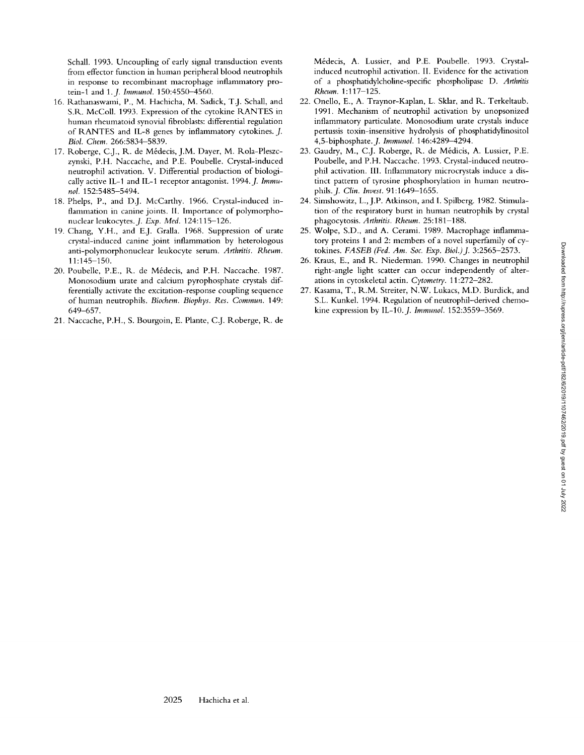Schall. 1993. Uncoupling of early signal transduction events from effector function in human peripheral blood neutrophils in response to recombinant macrophage inflammatory protein-1 and 1. *J. Immunol.* 150:4550–4560.

16. Rathanaswami, P., M. Hachicha, M. Sadick, T.J. Schall, and S.R. McColl. 1993. Expression of the cytokine RANTES in human rheumatoid synovial fibroblasts: differential regulation of RANTES and IL-8 genes by inflammatory cytokines. *J. Biol. Chem.* 266:5834–5839.
17. Roberge, C.J., R. de Médecis, J.M. Dayer, M. Rola-Pleszczynski, P.H. Naccache, and P.E. Poubelle. Crystal-induced neutrophil activation. V. Differential production of biologically active IL-1 and IL-1 receptor antagonist. 1994. *J. Immunol.* 152:5485–5494.
18. Phelps, P., and D.J. McCarthy. 1966. Crystal-induced inflammation in canine joints. II. Importance of polymorphonuclear leukocytes. *J. Exp. Med.* 124:115–126.
19. Chang, Y.H., and E.J. Gralla. 1968. Suppression of urate crystal-induced canine joint inflammation by heterologous anti-polymorphonuclear leukocyte serum. *Arthritis. Rheum.* 11:145–150.
20. Poubelle, P.E., R. de Médecis, and P.H. Naccache. 1987. Monosodium urate and calcium pyrophosphate crystals differentially activate the excitation-response coupling sequence of human neutrophils. *Biochem. Biophys. Res. Commun.* 149: 649–657.
21. Naccache, P.H., S. Bourgoin, E. Plante, C.J. Roberge, R. de Médecis, A. Lussier, and P.E. Poubelle. 1993. Crystal-induced neutrophil activation. II. Evidence for the activation of a phosphatidylcholine-specific phospholipase D. *Arthritis Rheum.* 1:117–125.
22. Onello, E., A. Traynor-Kaplan, L. Sklar, and R. Terkeltaub. 1991. Mechanism of neutrophil activation by unopsonized inflammatory particulate. Monosodium urate crystals induce pertussis toxin-insensitive hydrolysis of phosphatidylinositol 4,5-biphosphate. *J. Immunol.* 146:4289–4294.
23. Gaudry, M., C.J. Roberge, R. de Médicis, A. Lussier, P.E. Poubelle, and P.H. Naccache. 1993. Crystal-induced neutrophil activation. III. Inflammatory microcrystals induce a distinct pattern of tyrosine phosphorylation in human neutrophils. *J. Clin. Invest.* 91:1649–1655.
24. Simshowitz, L., J.P. Atkinson, and I. Spilberg. 1982. Stimulation of the respiratory burst in human neutrophils by crystal phagocytosis. *Arthritis. Rheum.* 25:181–188.
25. Wolpe, S.D., and A. Cerami. 1989. Macrophage inflammatory proteins 1 and 2: members of a novel superfamily of cytokines. *FASEB (Fed. Am. Soc. Exp. Biol.) J.* 3:2565–2573.
26. Kraus, E., and R. Niederman. 1990. Changes in neutrophil right-angle light scatter can occur independently of alterations in cytoskeletal actin. *Cytometry.* 11:272–282.
27. Kasama, T., R.M. Streiter, N.W. Lukacs, M.D. Burdick, and S.L. Kunkel. 1994. Regulation of neutrophil-derived chemokine expression by IL-10. *J. Immunol.* 152:3559–3569.